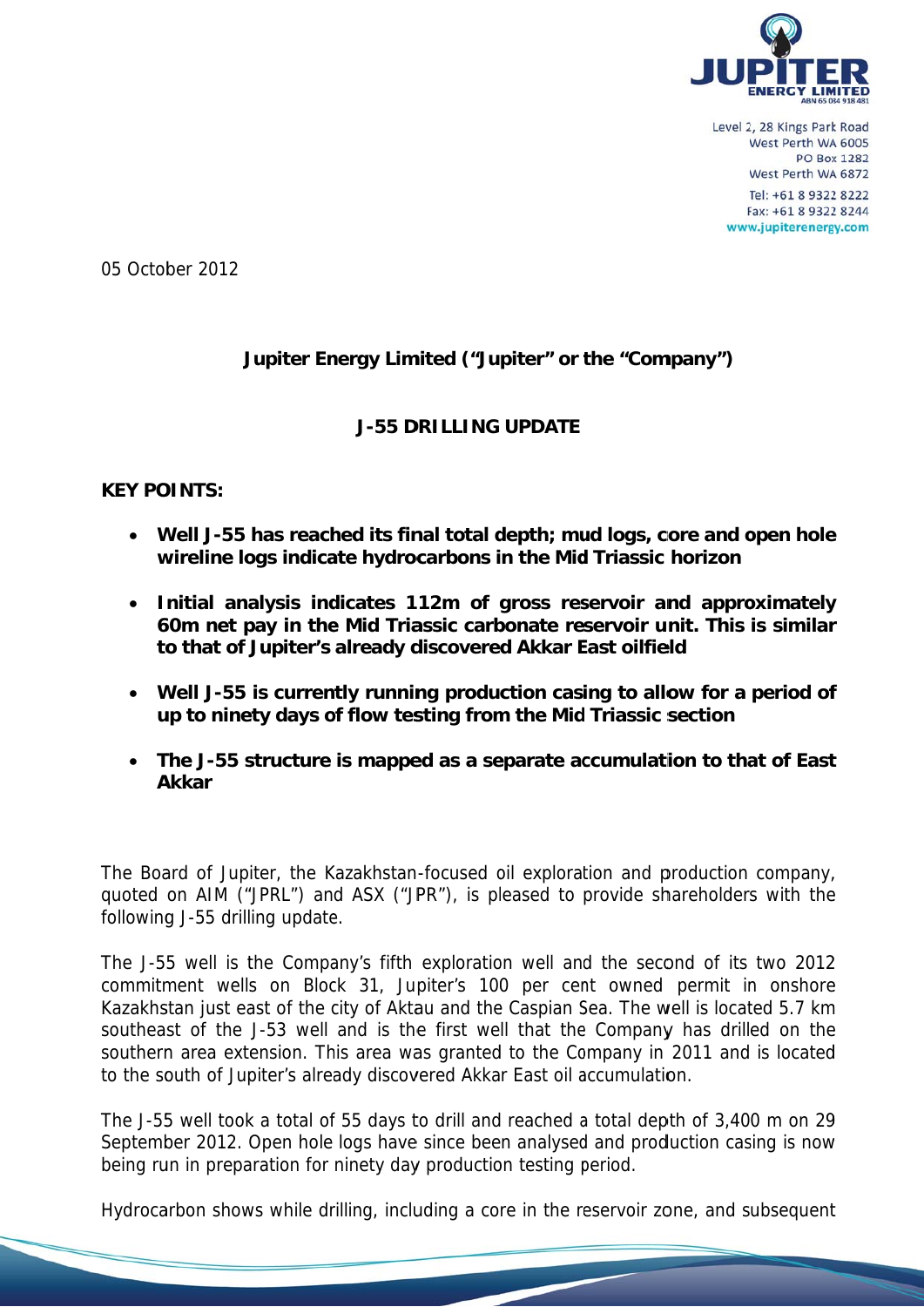Level 2, 28 Kings Park Road
West Perth WA 6005
PO Box 1282
West Perth WA 6872
Tel: +61 8 9322 8222
Fax: +61 8 9322 8244
www.jupiterenergy.com

05 October 2012

**Jupiter Energy Limited ("Jupiter" or the "Company")**

**J-55 DRILLING UPDATE**

**KEY POINTS:**

- **Well J-55 has reached its final total depth; mud logs, core and open hole wireline logs indicate hydrocarbons in the Mid Triassic horizon**
- **Initial analysis indicates 112m of gross reservoir and approximately 60m net pay in the Mid Triassic carbonate reservoir unit. This is similar to that of Jupiter's already discovered Akkar East oilfield**
- **Well J-55 is currently running production casing to allow for a period of up to ninety days of flow testing from the Mid Triassic section**
- **The J-55 structure is mapped as a separate accumulation to that of East Akkar**

The Board of Jupiter, the Kazakhstan-focused oil exploration and production company, quoted on AIM ("JPRL") and ASX ("JPR"), is pleased to provide shareholders with the following J-55 drilling update.

The J-55 well is the Company's fifth exploration well and the second of its two 2012 commitment wells on Block 31, Jupiter's 100 per cent owned permit in onshore Kazakhstan just east of the city of Aktau and the Caspian Sea. The well is located 5.7 km southeast of the J-53 well and is the first well that the Company has drilled on the southern area extension. This area was granted to the Company in 2011 and is located to the south of Jupiter's already discovered Akkar East oil accumulation.

The J-55 well took a total of 55 days to drill and reached a total depth of 3,400 m on 29 September 2012. Open hole logs have since been analysed and production casing is now being run in preparation for ninety day production testing period.

Hydrocarbon shows while drilling, including a core in the reservoir zone, and subsequent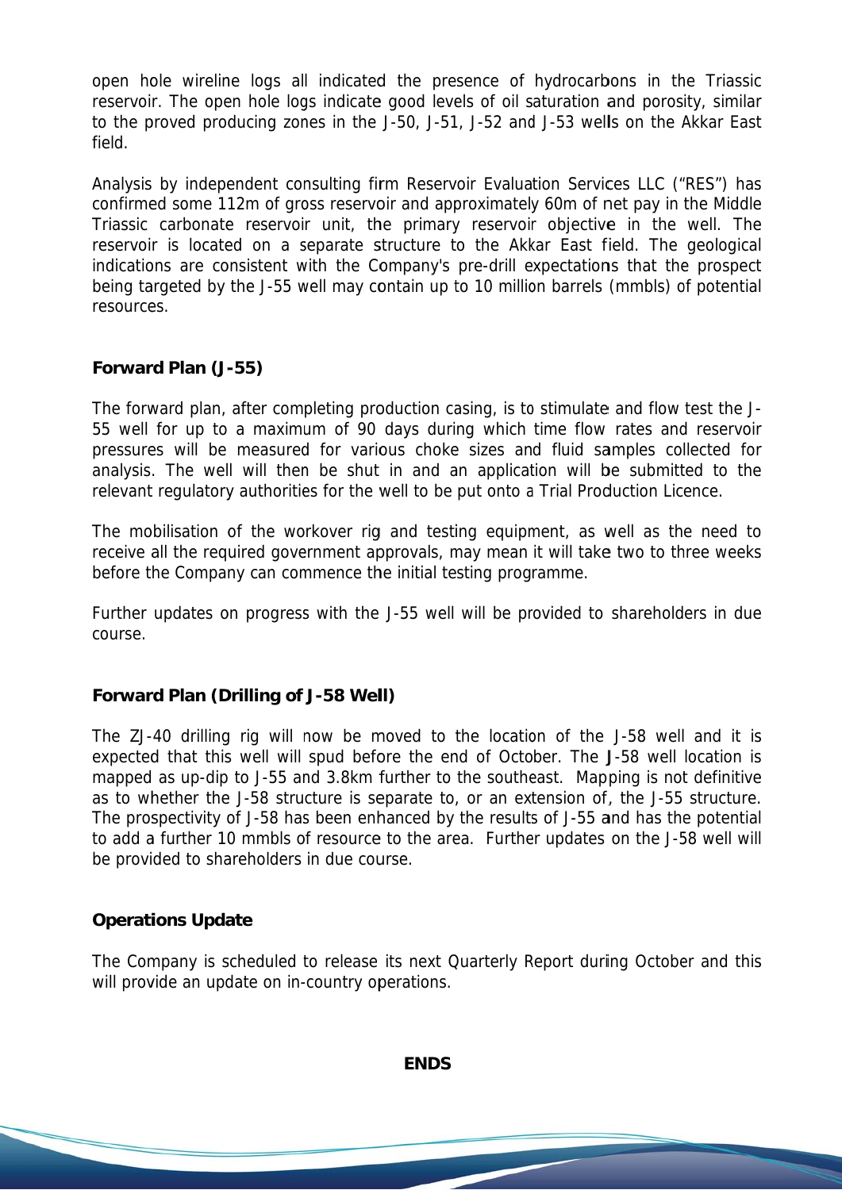open hole wireline logs all indicated the presence of hydrocarbons in the Triassic reservoir. The open hole logs indicate good levels of oil saturation and porosity, similar to the proved producing zones in the J-50, J-51, J-52 and J-53 wells on the Akkar East field.

Analysis by independent consulting firm Reservoir Evaluation Services LLC ("RES") has confirmed some 112m of gross reservoir and approximately 60m of net pay in the Middle Triassic carbonate reservoir unit, the primary reservoir objective in the well. The reservoir is located on a separate structure to the Akkar East field. The geological indications are consistent with the Company's pre-drill expectations that the prospect being targeted by the J-55 well may contain up to 10 million barrels (mmbls) of potential resources.

**Forward Plan (J-55)**

The forward plan, after completing production casing, is to stimulate and flow test the J-55 well for up to a maximum of 90 days during which time flow rates and reservoir pressures will be measured for various choke sizes and fluid samples collected for analysis. The well will then be shut in and an application will be submitted to the relevant regulatory authorities for the well to be put onto a Trial Production Licence.

The mobilisation of the workover rig and testing equipment, as well as the need to receive all the required government approvals, may mean it will take two to three weeks before the Company can commence the initial testing programme.

Further updates on progress with the J-55 well will be provided to shareholders in due course.

**Forward Plan (Drilling of J-58 Well)**

The ZJ-40 drilling rig will now be moved to the location of the J-58 well and it is expected that this well will spud before the end of October. The J-58 well location is mapped as up-dip to J-55 and 3.8km further to the southeast. Mapping is not definitive as to whether the J-58 structure is separate to, or an extension of, the J-55 structure. The prospectivity of J-58 has been enhanced by the results of J-55 and has the potential to add a further 10 mmbls of resource to the area. Further updates on the J-58 well will be provided to shareholders in due course.

**Operations Update**

The Company is scheduled to release its next Quarterly Report during October and this will provide an update on in-country operations.

**ENDS**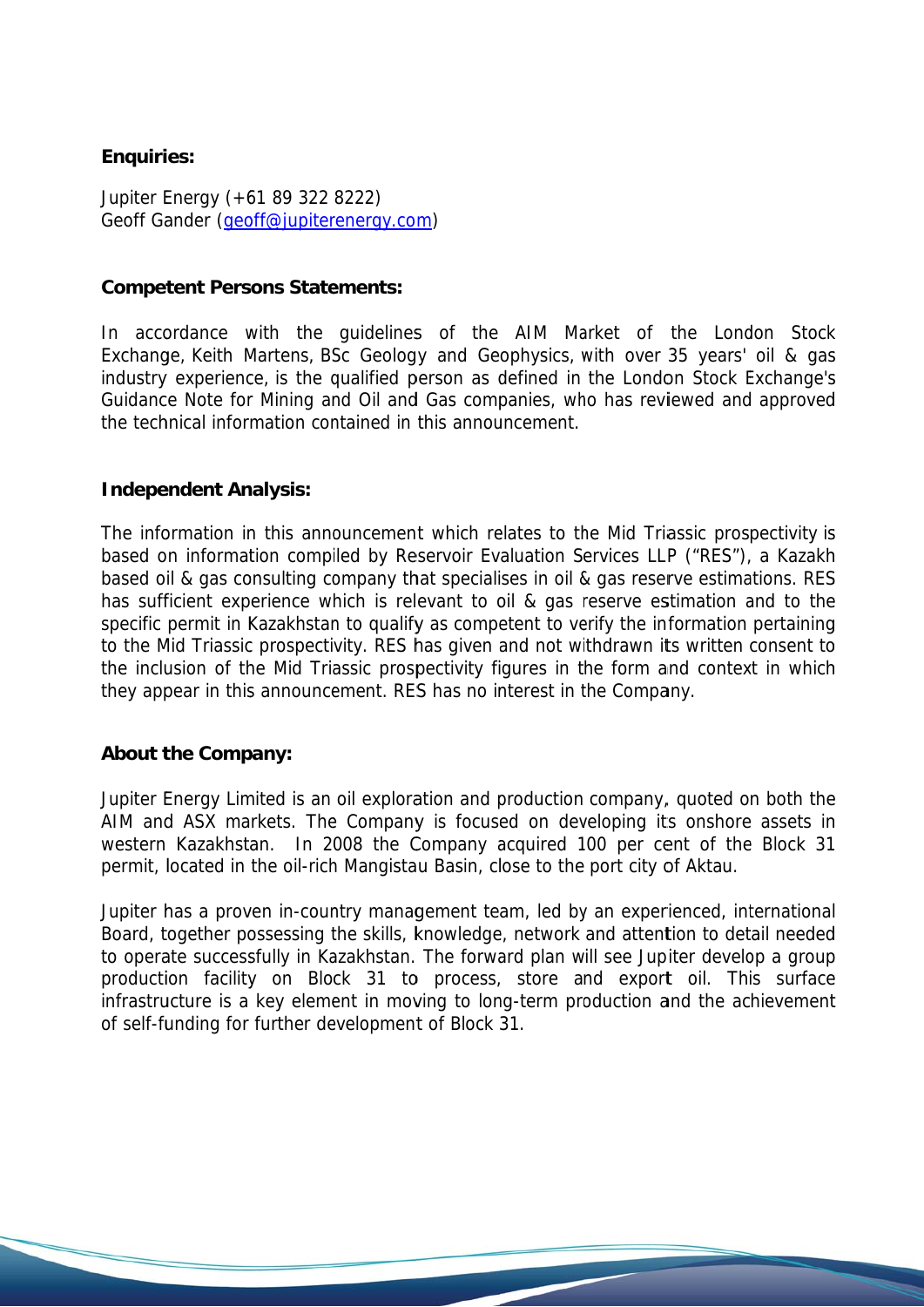**Enquiries:**

Jupiter Energy (+61 89 322 8222)
Geoff Gander (geoff@jupiterenergy.com)

**Competent Persons Statements:**

In accordance with the guidelines of the AIM Market of the London Stock Exchange, Keith Martens, BSc Geology and Geophysics, with over 35 years' oil & gas industry experience, is the qualified person as defined in the London Stock Exchange's Guidance Note for Mining and Oil and Gas companies, who has reviewed and approved the technical information contained in this announcement.

**Independent Analysis:**

The information in this announcement which relates to the Mid Triassic prospectivity is based on information compiled by Reservoir Evaluation Services LLP ("RES"), a Kazakh based oil & gas consulting company that specialises in oil & gas reserve estimations. RES has sufficient experience which is relevant to oil & gas reserve estimation and to the specific permit in Kazakhstan to qualify as competent to verify the information pertaining to the Mid Triassic prospectivity. RES has given and not withdrawn its written consent to the inclusion of the Mid Triassic prospectivity figures in the form and context in which they appear in this announcement. RES has no interest in the Company.

**About the Company:**

Jupiter Energy Limited is an oil exploration and production company, quoted on both the AIM and ASX markets. The Company is focused on developing its onshore assets in western Kazakhstan. In 2008 the Company acquired 100 per cent of the Block 31 permit, located in the oil-rich Mangistau Basin, close to the port city of Aktau.

Jupiter has a proven in-country management team, led by an experienced, international Board, together possessing the skills, knowledge, network and attention to detail needed to operate successfully in Kazakhstan. The forward plan will see Jupiter develop a group production facility on Block 31 to process, store and export oil. This surface infrastructure is a key element in moving to long-term production and the achievement of self-funding for further development of Block 31.